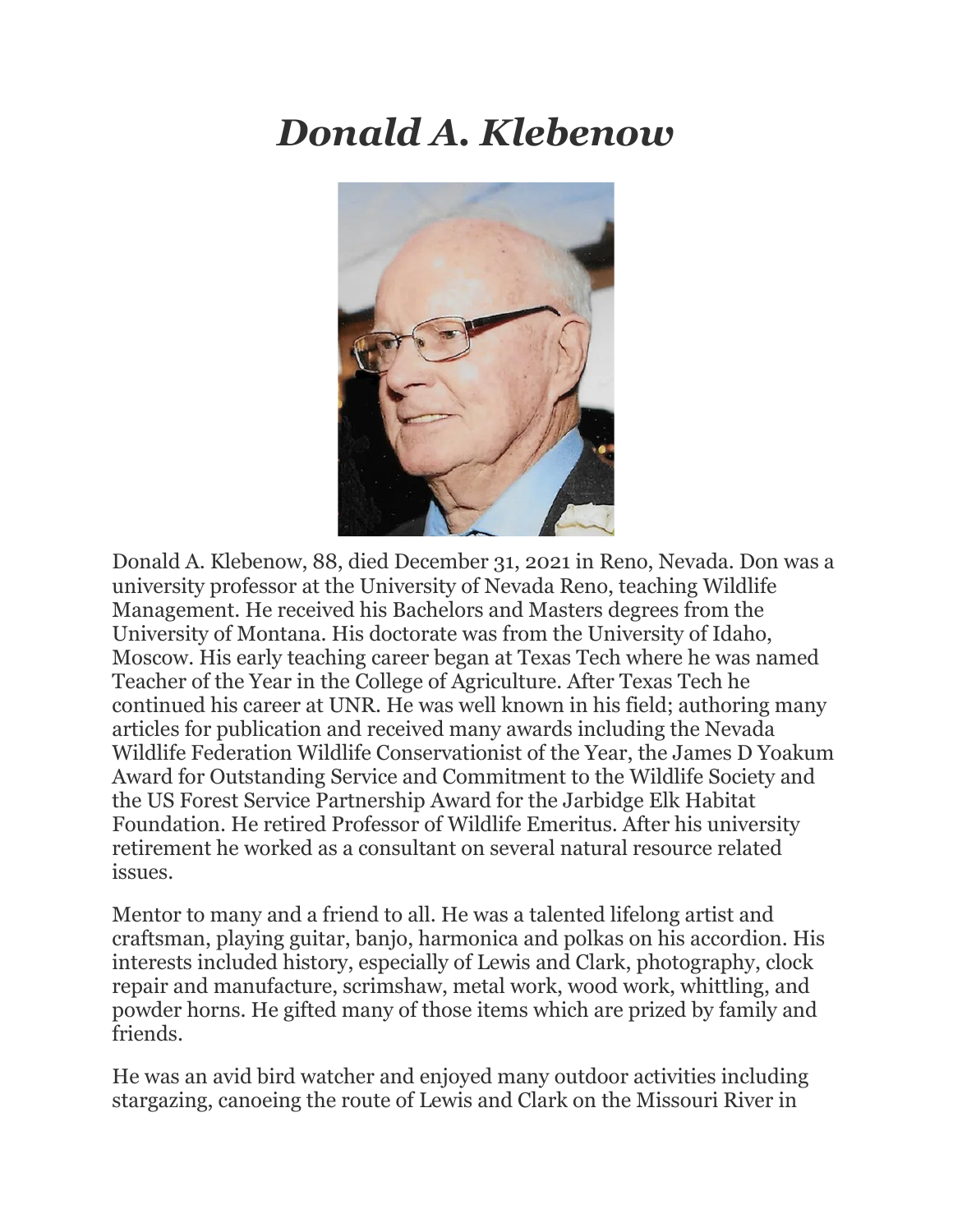# *Donald A. Klebenow*

Donald A. Klebenow, 88, died December 31, 2021 in Reno, Nevada. Don was a university professor at the University of Nevada Reno, teaching Wildlife Management. He received his Bachelors and Masters degrees from the University of Montana. His doctorate was from the University of Idaho, Moscow. His early teaching career began at Texas Tech where he was named Teacher of the Year in the College of Agriculture. After Texas Tech he continued his career at UNR. He was well known in his field; authoring many articles for publication and received many awards including the Nevada Wildlife Federation Wildlife Conservationist of the Year, the James D Yoakum Award for Outstanding Service and Commitment to the Wildlife Society and the US Forest Service Partnership Award for the Jarbidge Elk Habitat Foundation. He retired Professor of Wildlife Emeritus. After his university retirement he worked as a consultant on several natural resource related issues.

Mentor to many and a friend to all. He was a talented lifelong artist and craftsman, playing guitar, banjo, harmonica and polkas on his accordion. His interests included history, especially of Lewis and Clark, photography, clock repair and manufacture, scrimshaw, metal work, wood work, whittling, and powder horns. He gifted many of those items which are prized by family and friends.

He was an avid bird watcher and enjoyed many outdoor activities including stargazing, canoeing the route of Lewis and Clark on the Missouri River in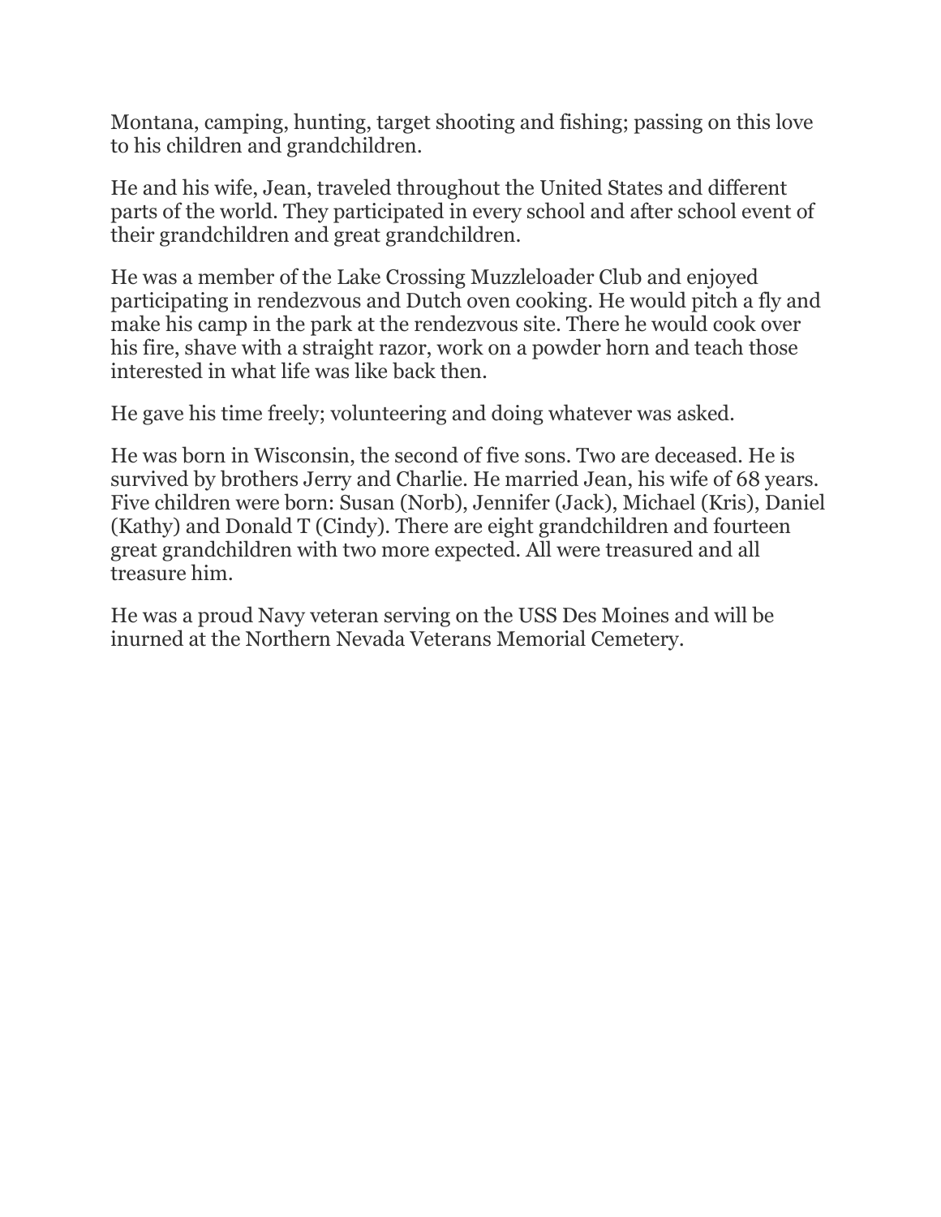Montana, camping, hunting, target shooting and fishing; passing on this love to his children and grandchildren.

He and his wife, Jean, traveled throughout the United States and different parts of the world. They participated in every school and after school event of their grandchildren and great grandchildren.

He was a member of the Lake Crossing Muzzleloader Club and enjoyed participating in rendezvous and Dutch oven cooking. He would pitch a fly and make his camp in the park at the rendezvous site. There he would cook over his fire, shave with a straight razor, work on a powder horn and teach those interested in what life was like back then.

He gave his time freely; volunteering and doing whatever was asked.

He was born in Wisconsin, the second of five sons. Two are deceased. He is survived by brothers Jerry and Charlie. He married Jean, his wife of 68 years. Five children were born: Susan (Norb), Jennifer (Jack), Michael (Kris), Daniel (Kathy) and Donald T (Cindy). There are eight grandchildren and fourteen great grandchildren with two more expected. All were treasured and all treasure him.

He was a proud Navy veteran serving on the USS Des Moines and will be inurned at the Northern Nevada Veterans Memorial Cemetery.